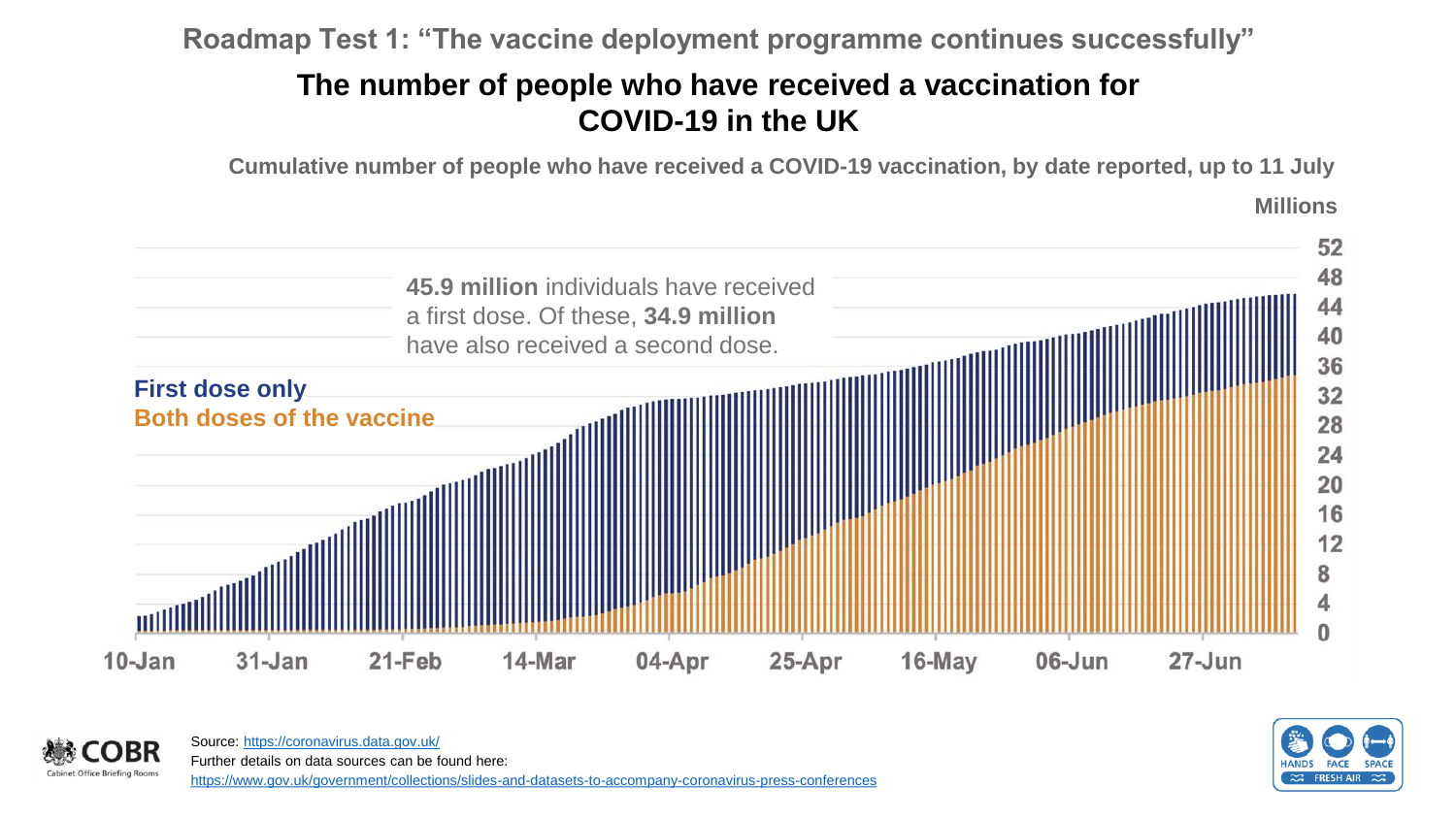## Roadmap Test 1: "The vaccine deployment programme continues successfully"

# The number of people who have received a vaccination for COVID-19 in the UK

**Cumulative number of people who have received a COVID-19 vaccination, by date reported, up to 11 July**

**Millions**

**45.9 million** individuals have received a first dose. Of these, **34.9 million** have also received a second dose.

**First dose only**

**Both doses of the vaccine**

52, 48, 44, 40, 36, 32, 28, 24, 20, 16, 12, 8, 4, 0

10-Jan, 31-Jan, 21-Feb, 14-Mar, 04-Apr, 25-Apr, 16-May, 06-Jun, 27-Jun

COBR
Cabinet Office Briefing Rooms

Source: https://coronavirus.data.gov.uk/

Further details on data sources can be found here:
https://www.gov.uk/government/collections/slides-and-datasets-to-accompany-coronavirus-press-conferences

HANDS FACE SPACE
FRESH AIR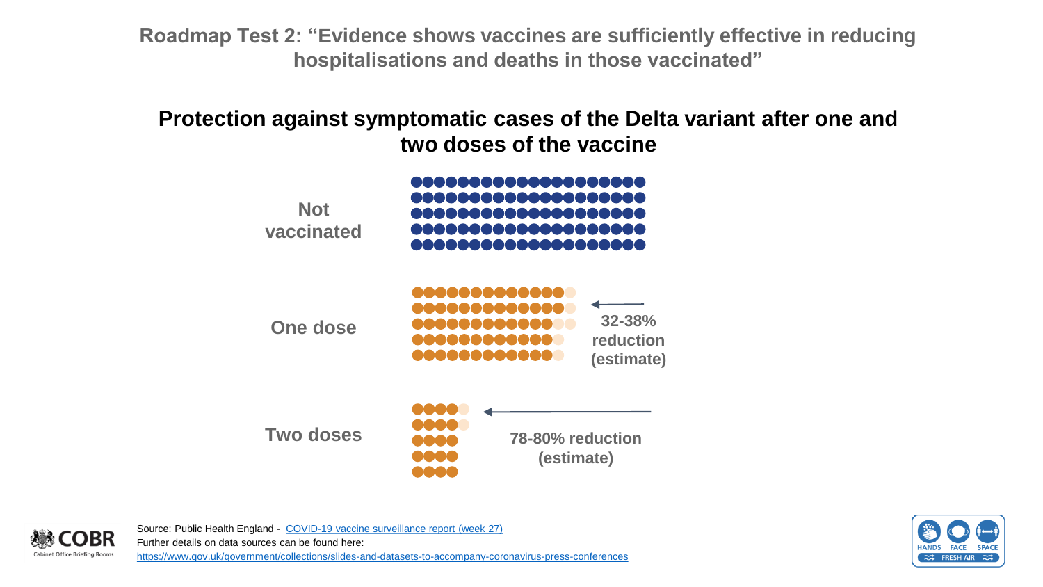## Roadmap Test 2: "Evidence shows vaccines are sufficiently effective in reducing hospitalisations and deaths in those vaccinated"

### Protection against symptomatic cases of the Delta variant after one and two doses of the vaccine

**Not vaccinated**

**One dose**

**32-38% reduction (estimate)**

**Two doses**

**78-80% reduction (estimate)**

Source: Public Health England - [COVID-19 vaccine surveillance report (week 27)]
Further details on data sources can be found here:
https://www.gov.uk/government/collections/slides-and-datasets-to-accompany-coronavirus-press-conferences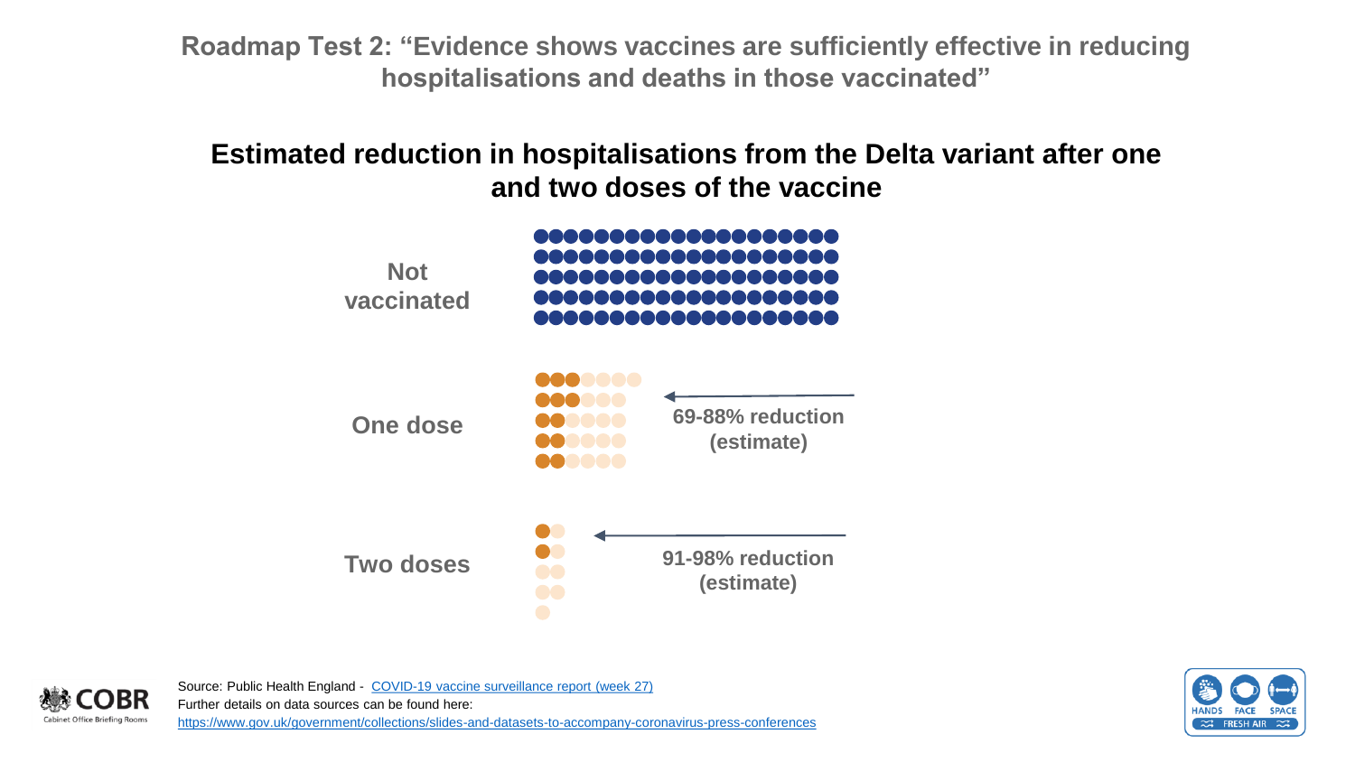## Roadmap Test 2: "Evidence shows vaccines are sufficiently effective in reducing hospitalisations and deaths in those vaccinated"

### Estimated reduction in hospitalisations from the Delta variant after one and two doses of the vaccine

**Not vaccinated**

**One dose** — 69-88% reduction (estimate)

**Two doses** — 91-98% reduction (estimate)

Source: Public Health England - COVID-19 vaccine surveillance report (week 27)
Further details on data sources can be found here:
https://www.gov.uk/government/collections/slides-and-datasets-to-accompany-coronavirus-press-conferences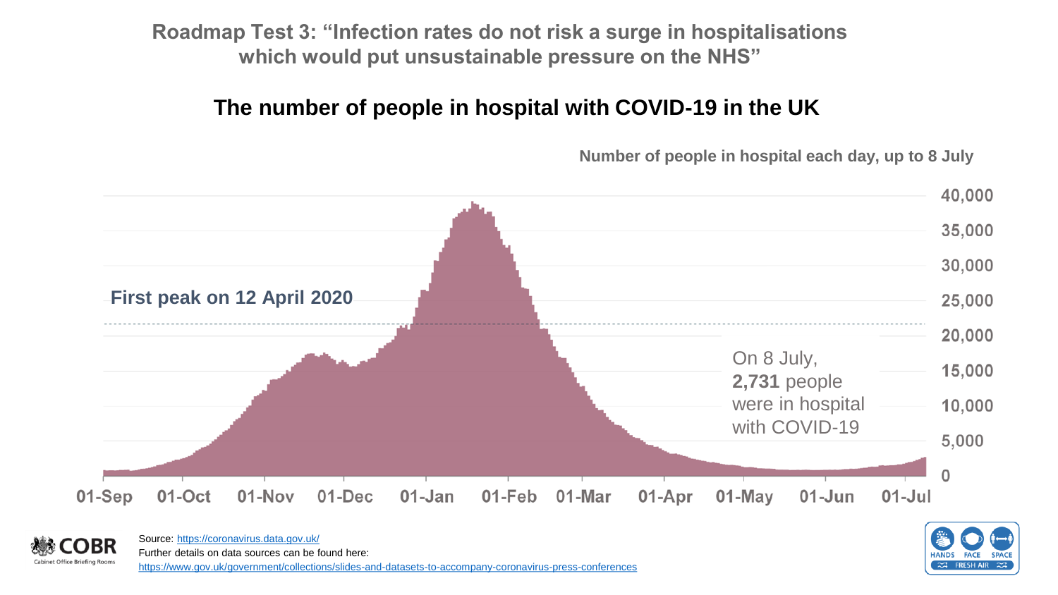## Roadmap Test 3: "Infection rates do not risk a surge in hospitalisations which would put unsustainable pressure on the NHS"

### The number of people in hospital with COVID-19 in the UK

Number of people in hospital each day, up to 8 July

First peak on 12 April 2020

On 8 July, **2,731** people were in hospital with COVID-19

40,000
35,000
30,000
25,000
20,000
15,000
10,000
5,000
0

01-Sep 01-Oct 01-Nov 01-Dec 01-Jan 01-Feb 01-Mar 01-Apr 01-May 01-Jun 01-Jul

COBR
Cabinet Office Briefing Rooms

Source: https://coronavirus.data.gov.uk/
Further details on data sources can be found here:
https://www.gov.uk/government/collections/slides-and-datasets-to-accompany-coronavirus-press-conferences

HANDS FACE SPACE
FRESH AIR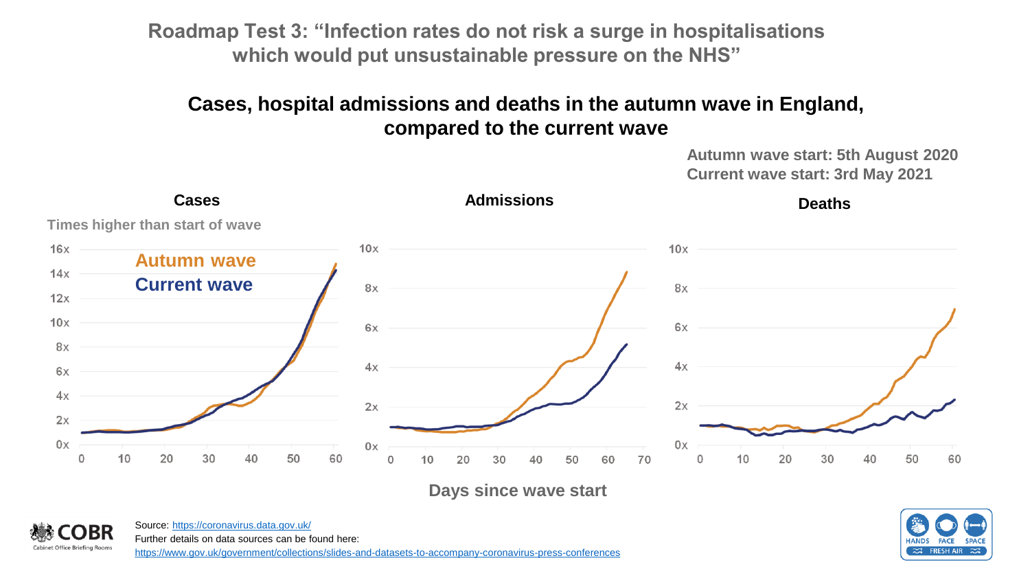# Roadmap Test 3: "Infection rates do not risk a surge in hospitalisations which would put unsustainable pressure on the NHS"

## Cases, hospital admissions and deaths in the autumn wave in England, compared to the current wave

**Autumn wave start: 5th August 2020**
**Current wave start: 3rd May 2021**

**Cases**

Times higher than start of wave

Autumn wave
Current wave

**Admissions**

**Deaths**

Days since wave start

Source: https://coronavirus.data.gov.uk/
Further details on data sources can be found here:
https://www.gov.uk/government/collections/slides-and-datasets-to-accompany-coronavirus-press-conferences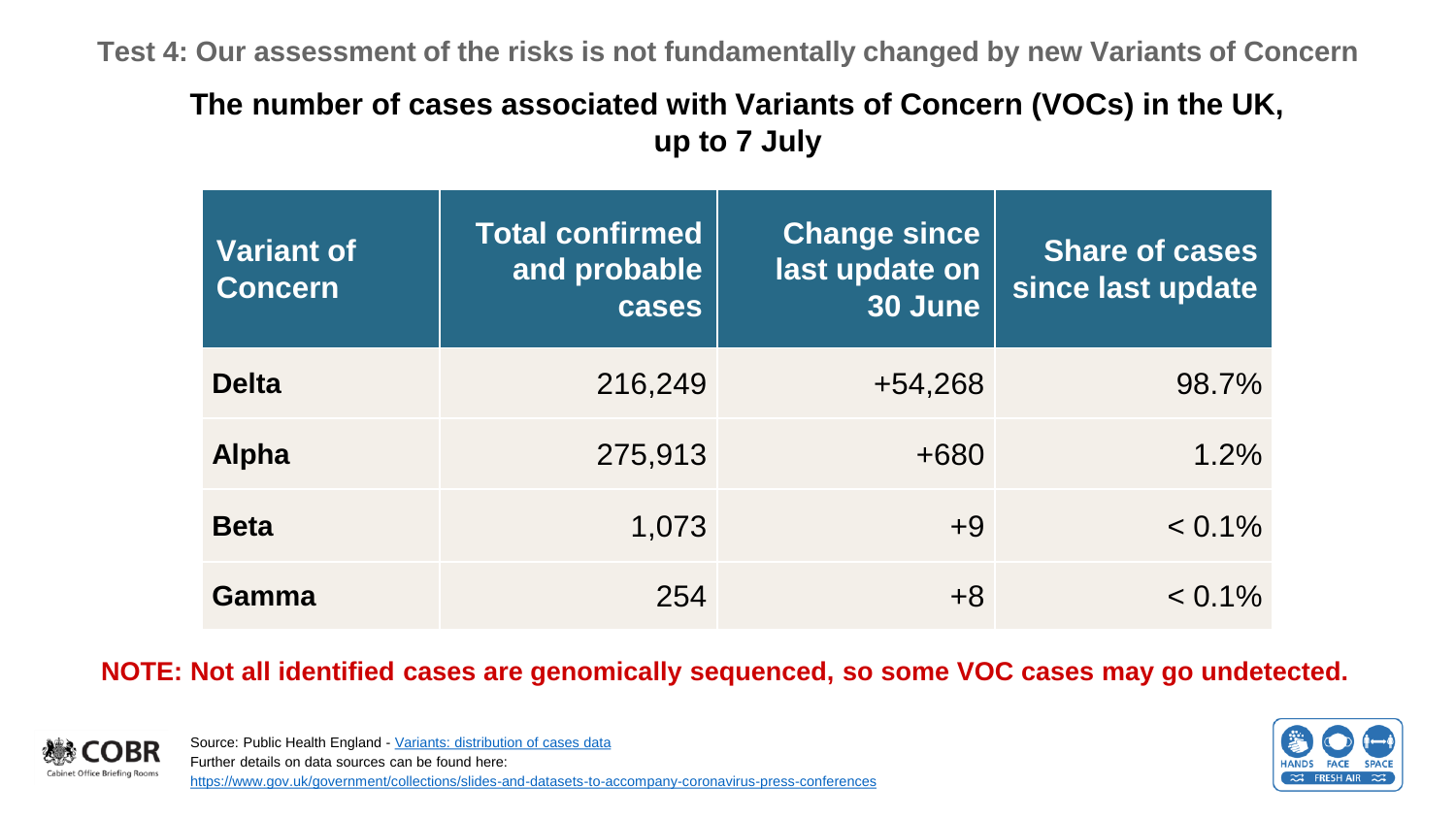Test 4: Our assessment of the risks is not fundamentally changed by new Variants of Concern

## The number of cases associated with Variants of Concern (VOCs) in the UK, up to 7 July

| Variant of Concern | Total confirmed and probable cases | Change since last update on 30 June | Share of cases since last update |
|---|---|---|---|
| **Delta** | 216,249 | +54,268 | 98.7% |
| **Alpha** | 275,913 | +680 | 1.2% |
| **Beta** | 1,073 | +9 | < 0.1% |
| **Gamma** | 254 | +8 | < 0.1% |

**NOTE: Not all identified cases are genomically sequenced, so some VOC cases may go undetected.**

COBR
Cabinet Office Briefing Rooms

Source: Public Health England - Variants: distribution of cases data
Further details on data sources can be found here:
https://www.gov.uk/government/collections/slides-and-datasets-to-accompany-coronavirus-press-conferences

HANDS FACE SPACE
FRESH AIR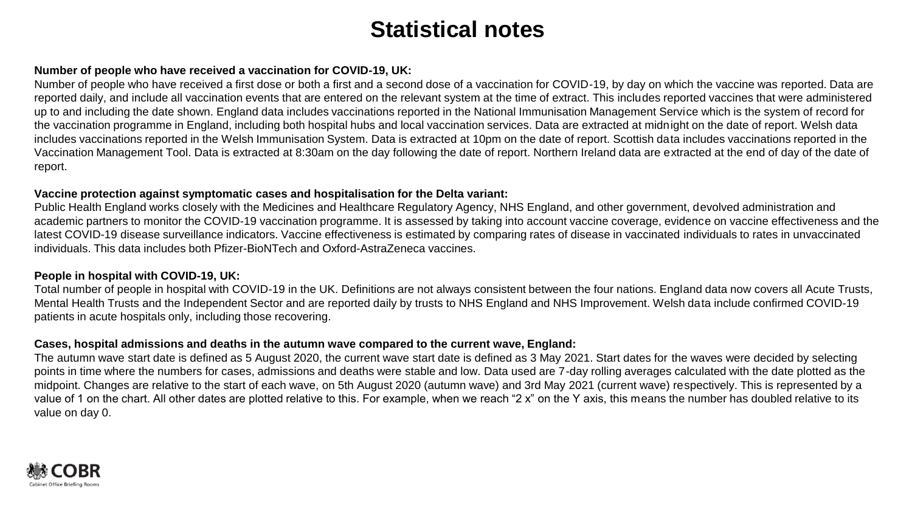# Statistical notes

**Number of people who have received a vaccination for COVID-19, UK:**
Number of people who have received a first dose or both a first and a second dose of a vaccination for COVID-19, by day on which the vaccine was reported. Data are reported daily, and include all vaccination events that are entered on the relevant system at the time of extract. This includes reported vaccines that were administered up to and including the date shown. England data includes vaccinations reported in the National Immunisation Management Service which is the system of record for the vaccination programme in England, including both hospital hubs and local vaccination services. Data are extracted at midnight on the date of report. Welsh data includes vaccinations reported in the Welsh Immunisation System. Data is extracted at 10pm on the date of report. Scottish data includes vaccinations reported in the Vaccination Management Tool. Data is extracted at 8:30am on the day following the date of report. Northern Ireland data are extracted at the end of day of the date of report.

**Vaccine protection against symptomatic cases and hospitalisation for the Delta variant:**
Public Health England works closely with the Medicines and Healthcare Regulatory Agency, NHS England, and other government, devolved administration and academic partners to monitor the COVID-19 vaccination programme. It is assessed by taking into account vaccine coverage, evidence on vaccine effectiveness and the latest COVID-19 disease surveillance indicators. Vaccine effectiveness is estimated by comparing rates of disease in vaccinated individuals to rates in unvaccinated individuals. This data includes both Pfizer-BioNTech and Oxford-AstraZeneca vaccines.

**People in hospital with COVID-19, UK:**
Total number of people in hospital with COVID-19 in the UK. Definitions are not always consistent between the four nations. England data now covers all Acute Trusts, Mental Health Trusts and the Independent Sector and are reported daily by trusts to NHS England and NHS Improvement. Welsh data include confirmed COVID-19 patients in acute hospitals only, including those recovering.

**Cases, hospital admissions and deaths in the autumn wave compared to the current wave, England:**
The autumn wave start date is defined as 5 August 2020, the current wave start date is defined as 3 May 2021. Start dates for the waves were decided by selecting points in time where the numbers for cases, admissions and deaths were stable and low. Data used are 7-day rolling averages calculated with the date plotted as the midpoint. Changes are relative to the start of each wave, on 5th August 2020 (autumn wave) and 3rd May 2021 (current wave) respectively. This is represented by a value of 1 on the chart. All other dates are plotted relative to this. For example, when we reach "2 x" on the Y axis, this means the number has doubled relative to its value on day 0.

COBR
Cabinet Office Briefing Rooms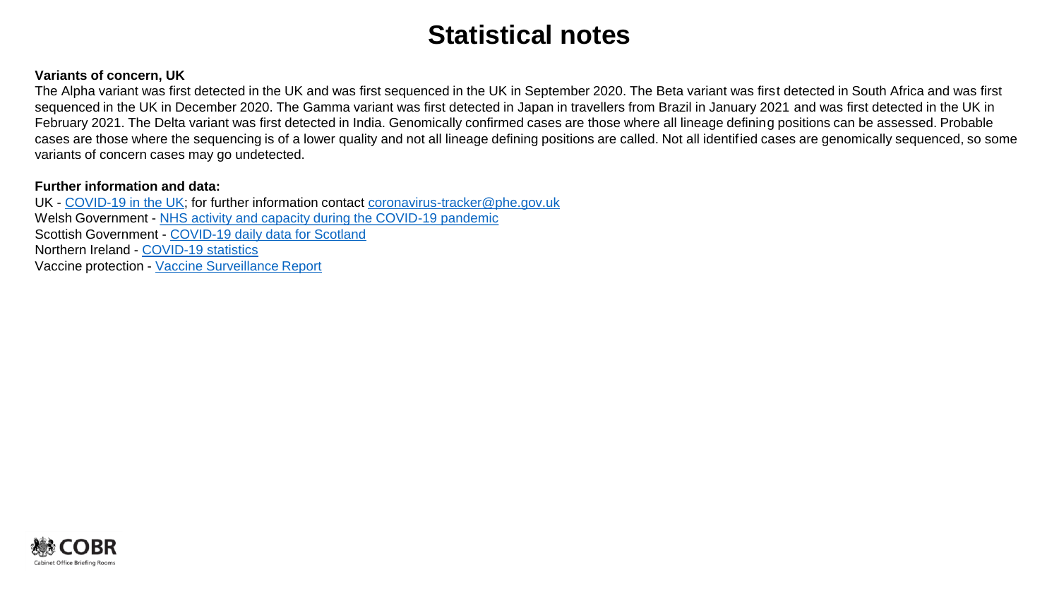# Statistical notes

**Variants of concern, UK**

The Alpha variant was first detected in the UK and was first sequenced in the UK in September 2020. The Beta variant was first detected in South Africa and was first sequenced in the UK in December 2020. The Gamma variant was first detected in Japan in travellers from Brazil in January 2021 and was first detected in the UK in February 2021. The Delta variant was first detected in India. Genomically confirmed cases are those where all lineage defining positions can be assessed. Probable cases are those where the sequencing is of a lower quality and not all lineage defining positions are called. Not all identified cases are genomically sequenced, so some variants of concern cases may go undetected.

**Further information and data:**

UK - COVID-19 in the UK; for further information contact coronavirus-tracker@phe.gov.uk
Welsh Government - NHS activity and capacity during the COVID-19 pandemic
Scottish Government - COVID-19 daily data for Scotland
Northern Ireland - COVID-19 statistics
Vaccine protection - Vaccine Surveillance Report

COBR
Cabinet Office Briefing Rooms